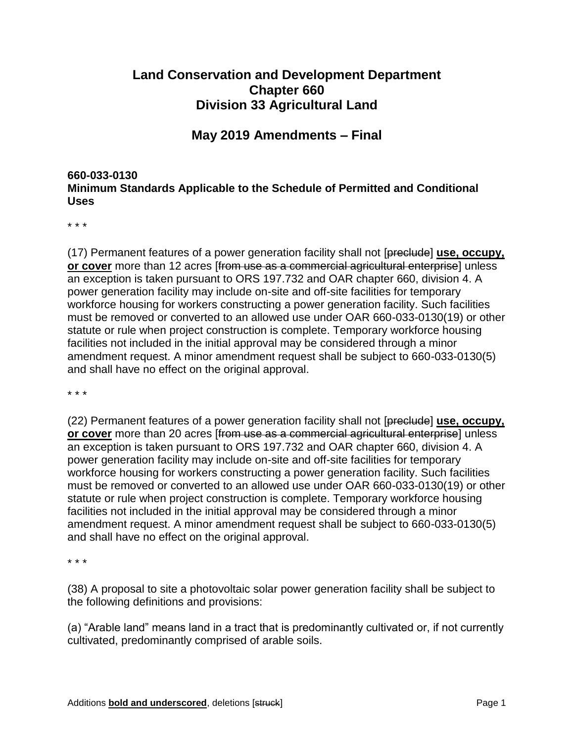# Land Conservation and Development Department
# Chapter 660
# Division 33 Agricultural Land

## May 2019 Amendments – Final

### 660-033-0130
### Minimum Standards Applicable to the Schedule of Permitted and Conditional Uses

\* \* \*

(17) Permanent features of a power generation facility shall not [~~preclude~~] **use, occupy, or cover** more than 12 acres [~~from use as a commercial agricultural enterprise~~] unless an exception is taken pursuant to ORS 197.732 and OAR chapter 660, division 4. A power generation facility may include on-site and off-site facilities for temporary workforce housing for workers constructing a power generation facility. Such facilities must be removed or converted to an allowed use under OAR 660-033-0130(19) or other statute or rule when project construction is complete. Temporary workforce housing facilities not included in the initial approval may be considered through a minor amendment request. A minor amendment request shall be subject to 660-033-0130(5) and shall have no effect on the original approval.

\* \* \*

(22) Permanent features of a power generation facility shall not [~~preclude~~] **use, occupy, or cover** more than 20 acres [~~from use as a commercial agricultural enterprise~~] unless an exception is taken pursuant to ORS 197.732 and OAR chapter 660, division 4. A power generation facility may include on-site and off-site facilities for temporary workforce housing for workers constructing a power generation facility. Such facilities must be removed or converted to an allowed use under OAR 660-033-0130(19) or other statute or rule when project construction is complete. Temporary workforce housing facilities not included in the initial approval may be considered through a minor amendment request. A minor amendment request shall be subject to 660-033-0130(5) and shall have no effect on the original approval.

\* \* \*

(38) A proposal to site a photovoltaic solar power generation facility shall be subject to the following definitions and provisions:

(a) "Arable land" means land in a tract that is predominantly cultivated or, if not currently cultivated, predominantly comprised of arable soils.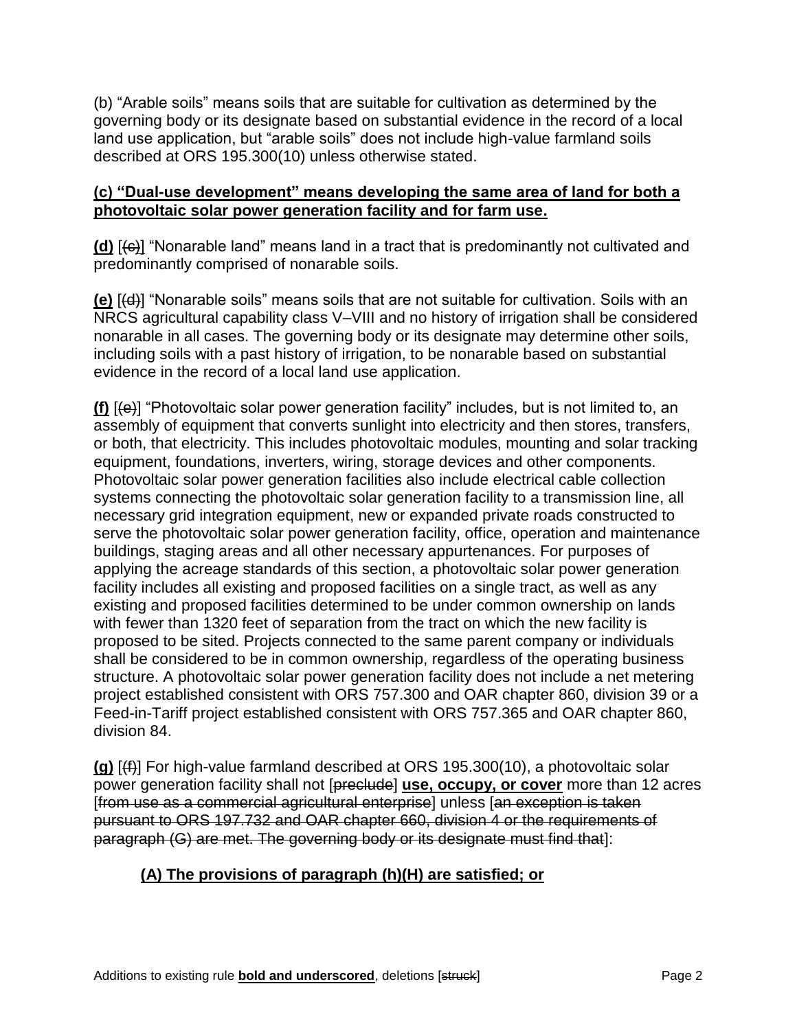(b) “Arable soils” means soils that are suitable for cultivation as determined by the governing body or its designate based on substantial evidence in the record of a local land use application, but “arable soils” does not include high-value farmland soils described at ORS 195.300(10) unless otherwise stated.

**(c) “Dual-use development” means developing the same area of land for both a photovoltaic solar power generation facility and for farm use.**

**(d)** [~~(c)~~] “Nonarable land” means land in a tract that is predominantly not cultivated and predominantly comprised of nonarable soils.

**(e)** [~~(d)~~] “Nonarable soils” means soils that are not suitable for cultivation. Soils with an NRCS agricultural capability class V–VIII and no history of irrigation shall be considered nonarable in all cases. The governing body or its designate may determine other soils, including soils with a past history of irrigation, to be nonarable based on substantial evidence in the record of a local land use application.

**(f)** [~~(e)~~] “Photovoltaic solar power generation facility” includes, but is not limited to, an assembly of equipment that converts sunlight into electricity and then stores, transfers, or both, that electricity. This includes photovoltaic modules, mounting and solar tracking equipment, foundations, inverters, wiring, storage devices and other components. Photovoltaic solar power generation facilities also include electrical cable collection systems connecting the photovoltaic solar generation facility to a transmission line, all necessary grid integration equipment, new or expanded private roads constructed to serve the photovoltaic solar power generation facility, office, operation and maintenance buildings, staging areas and all other necessary appurtenances. For purposes of applying the acreage standards of this section, a photovoltaic solar power generation facility includes all existing and proposed facilities on a single tract, as well as any existing and proposed facilities determined to be under common ownership on lands with fewer than 1320 feet of separation from the tract on which the new facility is proposed to be sited. Projects connected to the same parent company or individuals shall be considered to be in common ownership, regardless of the operating business structure. A photovoltaic solar power generation facility does not include a net metering project established consistent with ORS 757.300 and OAR chapter 860, division 39 or a Feed-in-Tariff project established consistent with ORS 757.365 and OAR chapter 860, division 84.

**(g)** [~~(f)~~] For high-value farmland described at ORS 195.300(10), a photovoltaic solar power generation facility shall not [~~preclude~~] **use, occupy, or cover** more than 12 acres [~~from use as a commercial agricultural enterprise~~] unless [~~an exception is taken pursuant to ORS 197.732 and OAR chapter 660, division 4 or the requirements of paragraph (G) are met. The governing body or its designate must find that~~]:

**(A) The provisions of paragraph (h)(H) are satisfied; or**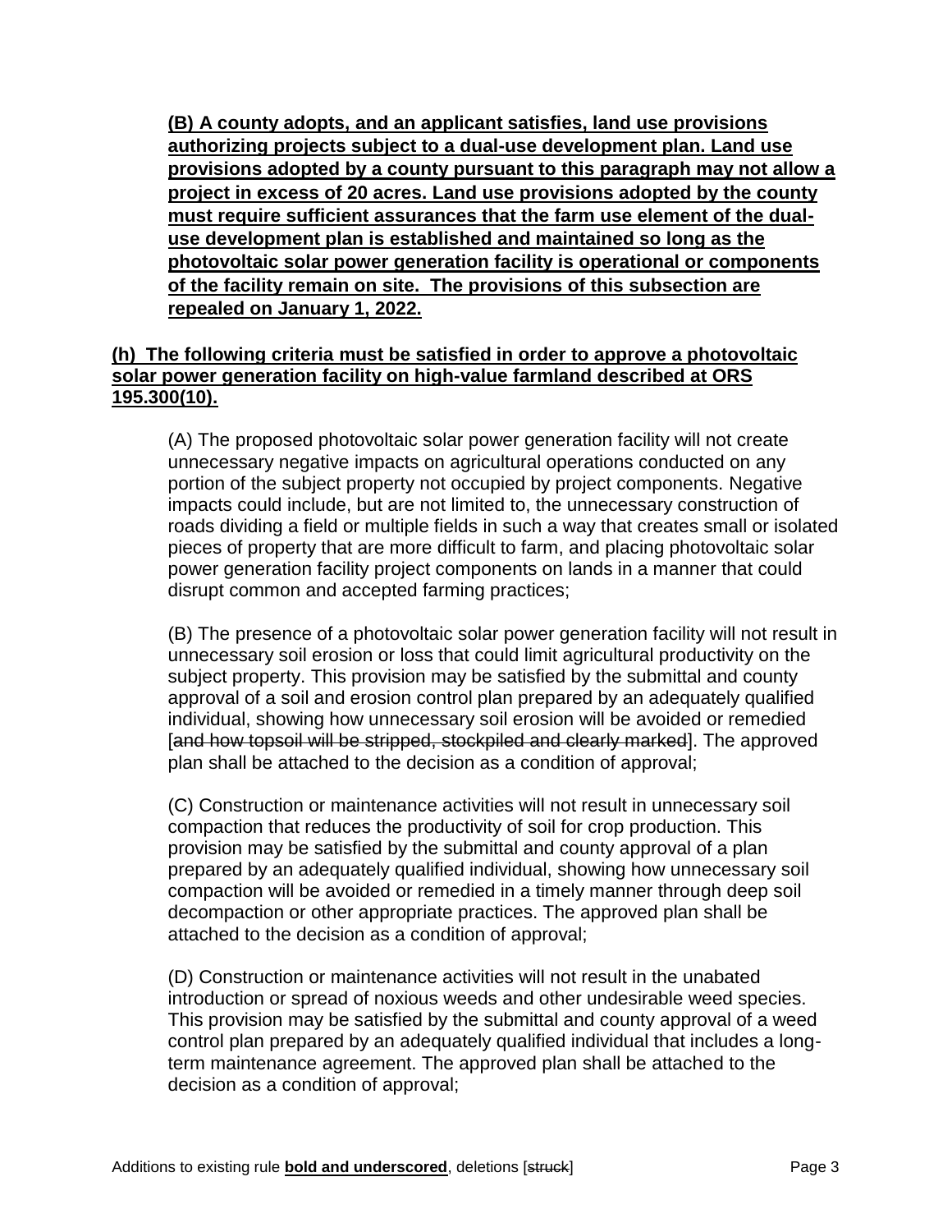**(B) A county adopts, and an applicant satisfies, land use provisions authorizing projects subject to a dual-use development plan. Land use provisions adopted by a county pursuant to this paragraph may not allow a project in excess of 20 acres. Land use provisions adopted by the county must require sufficient assurances that the farm use element of the dual-use development plan is established and maintained so long as the photovoltaic solar power generation facility is operational or components of the facility remain on site. The provisions of this subsection are repealed on January 1, 2022.**

**(h) The following criteria must be satisfied in order to approve a photovoltaic solar power generation facility on high-value farmland described at ORS 195.300(10).**

(A) The proposed photovoltaic solar power generation facility will not create unnecessary negative impacts on agricultural operations conducted on any portion of the subject property not occupied by project components. Negative impacts could include, but are not limited to, the unnecessary construction of roads dividing a field or multiple fields in such a way that creates small or isolated pieces of property that are more difficult to farm, and placing photovoltaic solar power generation facility project components on lands in a manner that could disrupt common and accepted farming practices;

(B) The presence of a photovoltaic solar power generation facility will not result in unnecessary soil erosion or loss that could limit agricultural productivity on the subject property. This provision may be satisfied by the submittal and county approval of a soil and erosion control plan prepared by an adequately qualified individual, showing how unnecessary soil erosion will be avoided or remedied [~~and how topsoil will be stripped, stockpiled and clearly marked~~]. The approved plan shall be attached to the decision as a condition of approval;

(C) Construction or maintenance activities will not result in unnecessary soil compaction that reduces the productivity of soil for crop production. This provision may be satisfied by the submittal and county approval of a plan prepared by an adequately qualified individual, showing how unnecessary soil compaction will be avoided or remedied in a timely manner through deep soil decompaction or other appropriate practices. The approved plan shall be attached to the decision as a condition of approval;

(D) Construction or maintenance activities will not result in the unabated introduction or spread of noxious weeds and other undesirable weed species. This provision may be satisfied by the submittal and county approval of a weed control plan prepared by an adequately qualified individual that includes a long-term maintenance agreement. The approved plan shall be attached to the decision as a condition of approval;

Additions to existing rule **bold and underscored**, deletions [~~struck~~]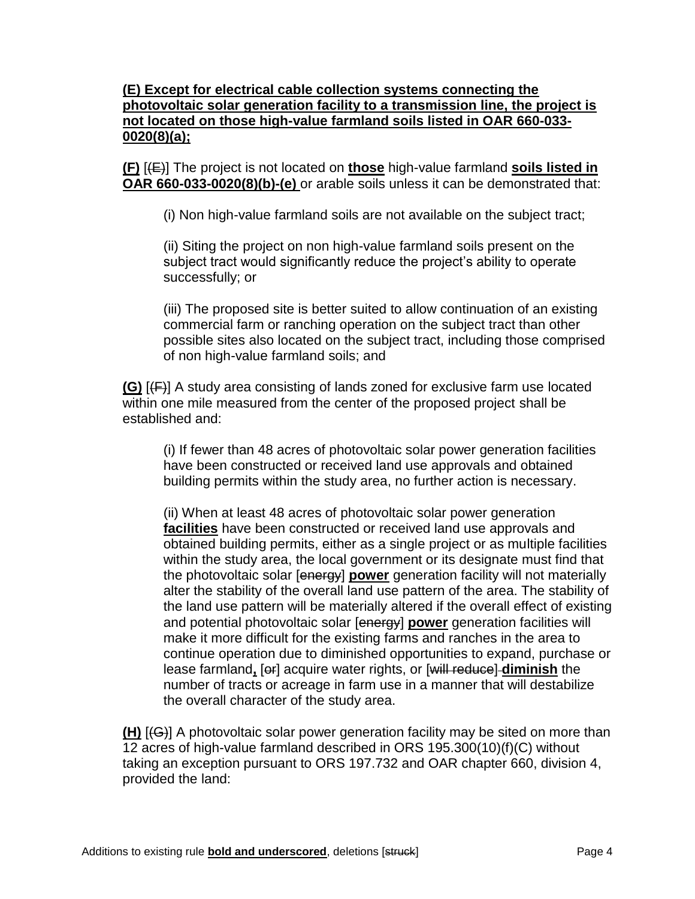**(E) Except for electrical cable collection systems connecting the photovoltaic solar generation facility to a transmission line, the project is not located on those high-value farmland soils listed in OAR 660-033-0020(8)(a);**

**(F)** [~~(E)~~] The project is not located on **those** high-value farmland **soils listed in OAR 660-033-0020(8)(b)-(e)** or arable soils unless it can be demonstrated that:

(i) Non high-value farmland soils are not available on the subject tract;

(ii) Siting the project on non high-value farmland soils present on the subject tract would significantly reduce the project's ability to operate successfully; or

(iii) The proposed site is better suited to allow continuation of an existing commercial farm or ranching operation on the subject tract than other possible sites also located on the subject tract, including those comprised of non high-value farmland soils; and

**(G)** [~~(F)~~] A study area consisting of lands zoned for exclusive farm use located within one mile measured from the center of the proposed project shall be established and:

(i) If fewer than 48 acres of photovoltaic solar power generation facilities have been constructed or received land use approvals and obtained building permits within the study area, no further action is necessary.

(ii) When at least 48 acres of photovoltaic solar power generation **facilities** have been constructed or received land use approvals and obtained building permits, either as a single project or as multiple facilities within the study area, the local government or its designate must find that the photovoltaic solar [~~energy~~] **power** generation facility will not materially alter the stability of the overall land use pattern of the area. The stability of the land use pattern will be materially altered if the overall effect of existing and potential photovoltaic solar [~~energy~~] **power** generation facilities will make it more difficult for the existing farms and ranches in the area to continue operation due to diminished opportunities to expand, purchase or lease farmland**,** [~~or~~] acquire water rights, or [~~will reduce~~] **diminish** the number of tracts or acreage in farm use in a manner that will destabilize the overall character of the study area.

**(H)** [~~(G)~~] A photovoltaic solar power generation facility may be sited on more than 12 acres of high-value farmland described in ORS 195.300(10)(f)(C) without taking an exception pursuant to ORS 197.732 and OAR chapter 660, division 4, provided the land:

Additions to existing rule **bold and underscored**, deletions [~~struck~~]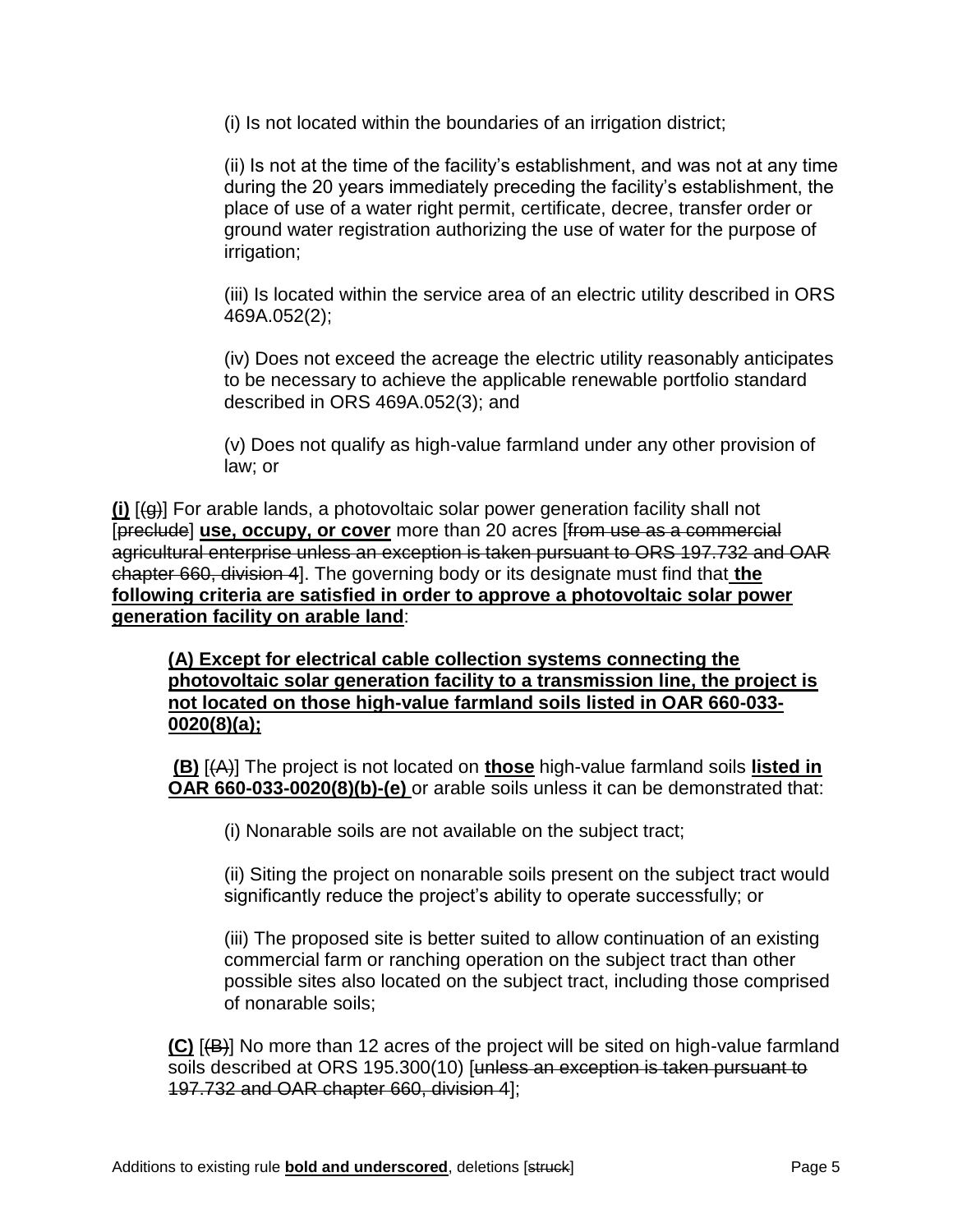(i) Is not located within the boundaries of an irrigation district;

(ii) Is not at the time of the facility's establishment, and was not at any time during the 20 years immediately preceding the facility's establishment, the place of use of a water right permit, certificate, decree, transfer order or ground water registration authorizing the use of water for the purpose of irrigation;

(iii) Is located within the service area of an electric utility described in ORS 469A.052(2);

(iv) Does not exceed the acreage the electric utility reasonably anticipates to be necessary to achieve the applicable renewable portfolio standard described in ORS 469A.052(3); and

(v) Does not qualify as high-value farmland under any other provision of law; or

<u>**(i)**</u> [~~(g)~~] For arable lands, a photovoltaic solar power generation facility shall not [~~preclude~~] <u>**use, occupy, or cover**</u> more than 20 acres [~~from use as a commercial agricultural enterprise unless an exception is taken pursuant to ORS 197.732 and OAR chapter 660, division 4~~]. The governing body or its designate must find that <u>**the following criteria are satisfied in order to approve a photovoltaic solar power generation facility on arable land**</u>:

<u>**(A) Except for electrical cable collection systems connecting the photovoltaic solar generation facility to a transmission line, the project is not located on those high-value farmland soils listed in OAR 660-033-0020(8)(a);**</u>

<u>**(B)**</u> [~~(A)~~] The project is not located on <u>**those**</u> high-value farmland soils <u>**listed in OAR 660-033-0020(8)(b)-(e)**</u> or arable soils unless it can be demonstrated that:

(i) Nonarable soils are not available on the subject tract;

(ii) Siting the project on nonarable soils present on the subject tract would significantly reduce the project's ability to operate successfully; or

(iii) The proposed site is better suited to allow continuation of an existing commercial farm or ranching operation on the subject tract than other possible sites also located on the subject tract, including those comprised of nonarable soils;

<u>**(C)**</u> [~~(B)~~] No more than 12 acres of the project will be sited on high-value farmland soils described at ORS 195.300(10) [~~unless an exception is taken pursuant to 197.732 and OAR chapter 660, division 4~~];

Additions to existing rule <u>**bold and underscored**</u>, deletions [~~struck~~]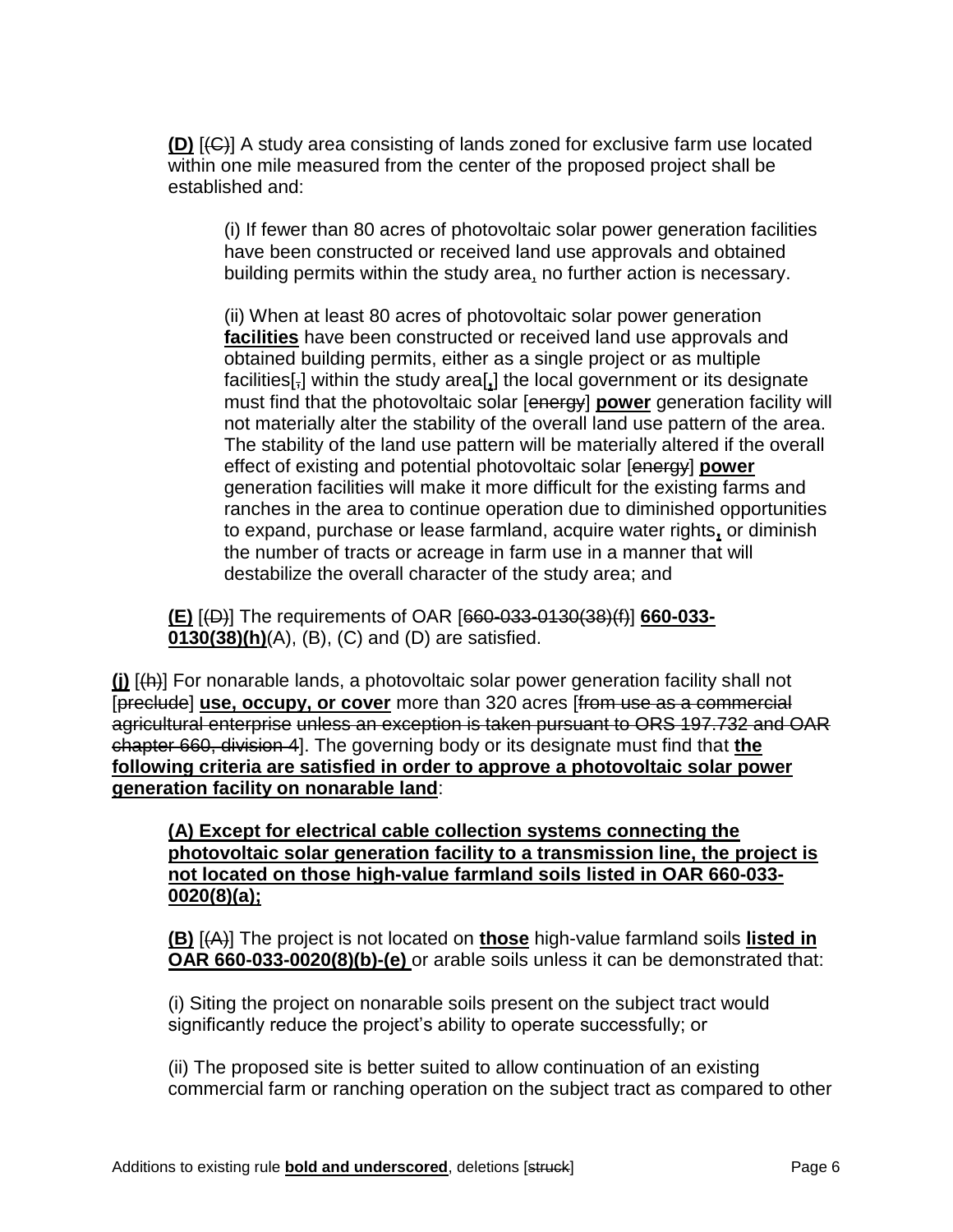**(D)** [~~(C)~~] A study area consisting of lands zoned for exclusive farm use located within one mile measured from the center of the proposed project shall be established and:

(i) If fewer than 80 acres of photovoltaic solar power generation facilities have been constructed or received land use approvals and obtained building permits within the study area, no further action is necessary.

(ii) When at least 80 acres of photovoltaic solar power generation **facilities** have been constructed or received land use approvals and obtained building permits, either as a single project or as multiple facilities[~~,~~] within the study area[**,**] the local government or its designate must find that the photovoltaic solar [~~energy~~] **power** generation facility will not materially alter the stability of the overall land use pattern of the area. The stability of the land use pattern will be materially altered if the overall effect of existing and potential photovoltaic solar [~~energy~~] **power** generation facilities will make it more difficult for the existing farms and ranches in the area to continue operation due to diminished opportunities to expand, purchase or lease farmland, acquire water rights**,** or diminish the number of tracts or acreage in farm use in a manner that will destabilize the overall character of the study area; and

**(E)** [~~(D)~~] The requirements of OAR [~~660-033-0130(38)(f)~~] **660-033-0130(38)(h)**(A), (B), (C) and (D) are satisfied.

**(j)** [~~(h)~~] For nonarable lands, a photovoltaic solar power generation facility shall not [~~preclude~~] **use, occupy, or cover** more than 320 acres [~~from use as a commercial agricultural enterprise unless an exception is taken pursuant to ORS 197.732 and OAR chapter 660, division 4~~]. The governing body or its designate must find that **the following criteria are satisfied in order to approve a photovoltaic solar power generation facility on nonarable land**:

**(A) Except for electrical cable collection systems connecting the photovoltaic solar generation facility to a transmission line, the project is not located on those high-value farmland soils listed in OAR 660-033-0020(8)(a);**

**(B)** [~~(A)~~] The project is not located on **those** high-value farmland soils **listed in OAR 660-033-0020(8)(b)-(e)** or arable soils unless it can be demonstrated that:

(i) Siting the project on nonarable soils present on the subject tract would significantly reduce the project's ability to operate successfully; or

(ii) The proposed site is better suited to allow continuation of an existing commercial farm or ranching operation on the subject tract as compared to other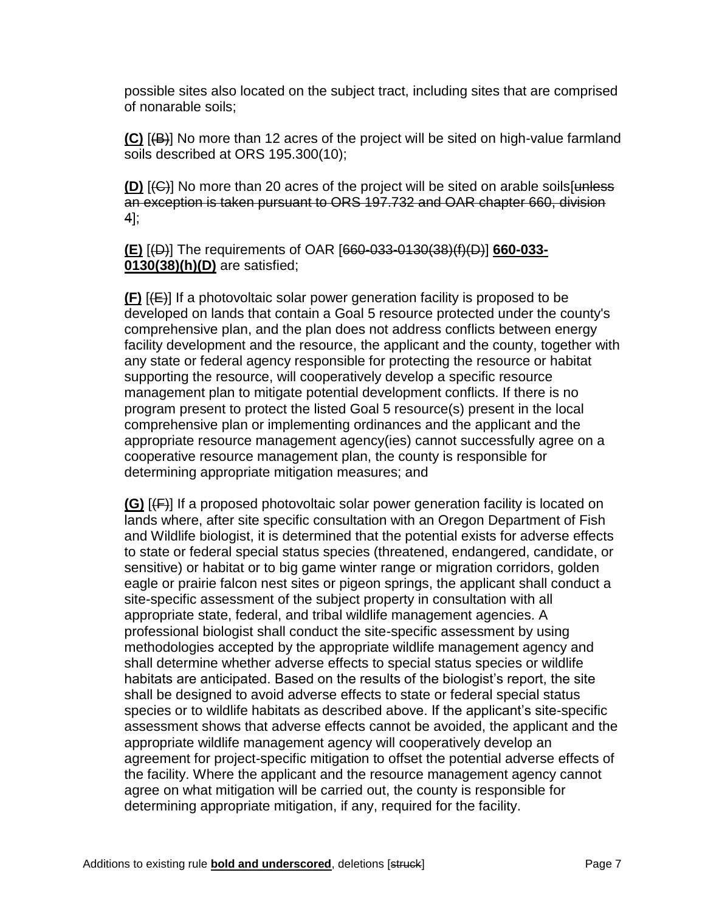possible sites also located on the subject tract, including sites that are comprised of nonarable soils;

**<u>(C)</u>** [~~(B)~~] No more than 12 acres of the project will be sited on high-value farmland soils described at ORS 195.300(10);

**<u>(D)</u>** [~~(C)~~] No more than 20 acres of the project will be sited on arable soils[~~unless an exception is taken pursuant to ORS 197.732 and OAR chapter 660, division 4~~];

**<u>(E)</u>** [~~(D)~~] The requirements of OAR [~~660-033-0130(38)(f)(D)~~] **<u>660-033-0130(38)(h)(D)</u>** are satisfied;

**<u>(F)</u>** [~~(E)~~] If a photovoltaic solar power generation facility is proposed to be developed on lands that contain a Goal 5 resource protected under the county's comprehensive plan, and the plan does not address conflicts between energy facility development and the resource, the applicant and the county, together with any state or federal agency responsible for protecting the resource or habitat supporting the resource, will cooperatively develop a specific resource management plan to mitigate potential development conflicts. If there is no program present to protect the listed Goal 5 resource(s) present in the local comprehensive plan or implementing ordinances and the applicant and the appropriate resource management agency(ies) cannot successfully agree on a cooperative resource management plan, the county is responsible for determining appropriate mitigation measures; and

**<u>(G)</u>** [~~(F)~~] If a proposed photovoltaic solar power generation facility is located on lands where, after site specific consultation with an Oregon Department of Fish and Wildlife biologist, it is determined that the potential exists for adverse effects to state or federal special status species (threatened, endangered, candidate, or sensitive) or habitat or to big game winter range or migration corridors, golden eagle or prairie falcon nest sites or pigeon springs, the applicant shall conduct a site-specific assessment of the subject property in consultation with all appropriate state, federal, and tribal wildlife management agencies. A professional biologist shall conduct the site-specific assessment by using methodologies accepted by the appropriate wildlife management agency and shall determine whether adverse effects to special status species or wildlife habitats are anticipated. Based on the results of the biologist's report, the site shall be designed to avoid adverse effects to state or federal special status species or to wildlife habitats as described above. If the applicant's site-specific assessment shows that adverse effects cannot be avoided, the applicant and the appropriate wildlife management agency will cooperatively develop an agreement for project-specific mitigation to offset the potential adverse effects of the facility. Where the applicant and the resource management agency cannot agree on what mitigation will be carried out, the county is responsible for determining appropriate mitigation, if any, required for the facility.

Additions to existing rule **<u>bold and underscored</u>**, deletions [~~struck~~]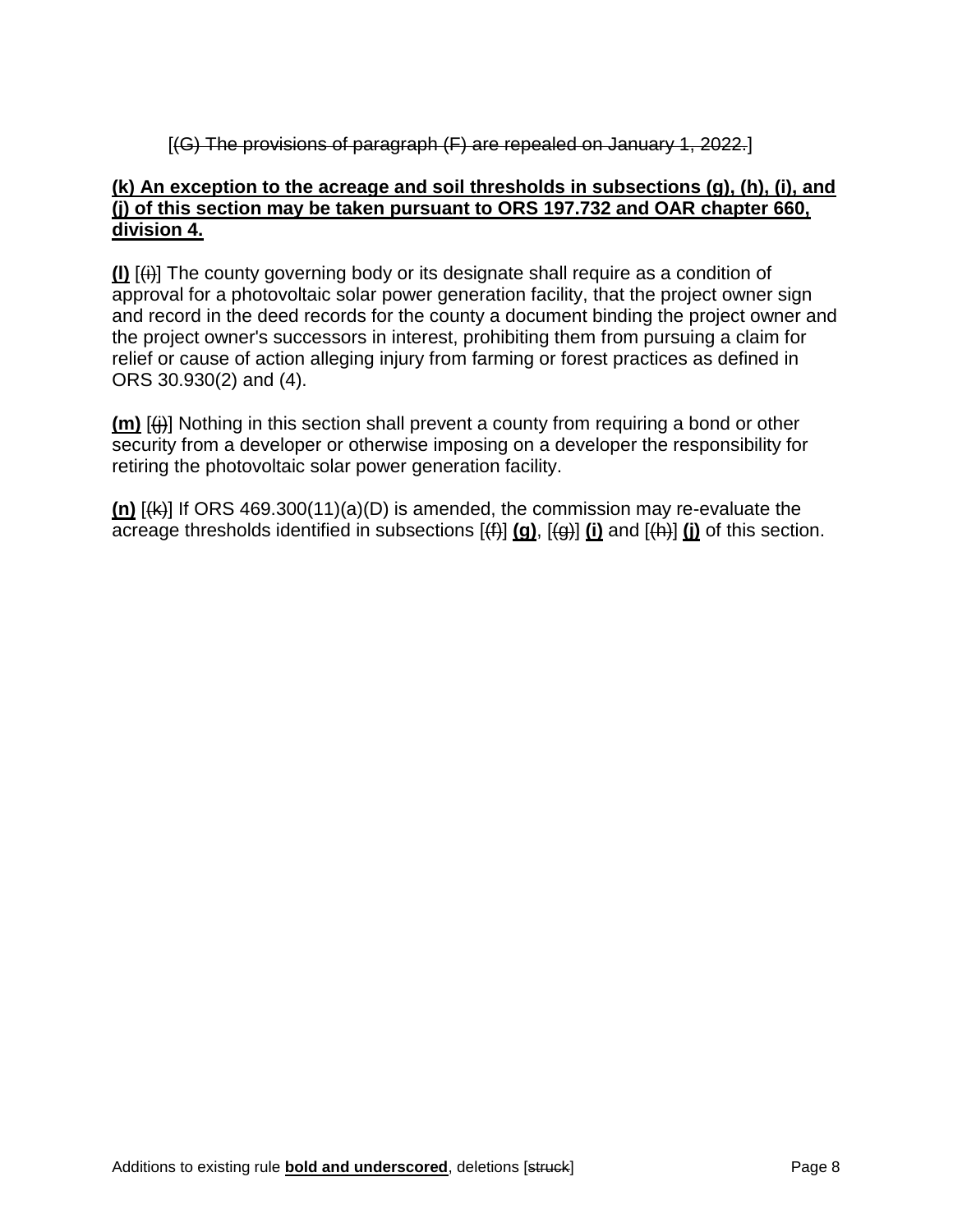[~~(G) The provisions of paragraph (F) are repealed on January 1, 2022.~~]

<u>**(k) An exception to the acreage and soil thresholds in subsections (g), (h), (i), and (j) of this section may be taken pursuant to ORS 197.732 and OAR chapter 660, division 4.**</u>

<u>**(l)**</u> [~~(i)~~] The county governing body or its designate shall require as a condition of approval for a photovoltaic solar power generation facility, that the project owner sign and record in the deed records for the county a document binding the project owner and the project owner's successors in interest, prohibiting them from pursuing a claim for relief or cause of action alleging injury from farming or forest practices as defined in ORS 30.930(2) and (4).

<u>**(m)**</u> [~~(j)~~] Nothing in this section shall prevent a county from requiring a bond or other security from a developer or otherwise imposing on a developer the responsibility for retiring the photovoltaic solar power generation facility.

<u>**(n)**</u> [~~(k)~~] If ORS 469.300(11)(a)(D) is amended, the commission may re-evaluate the acreage thresholds identified in subsections [~~(f)~~] <u>**(g)**</u>, [~~(g)~~] <u>**(i)**</u> and [~~(h)~~] <u>**(j)**</u> of this section.

Additions to existing rule <u>**bold and underscored**</u>, deletions [~~struck~~]